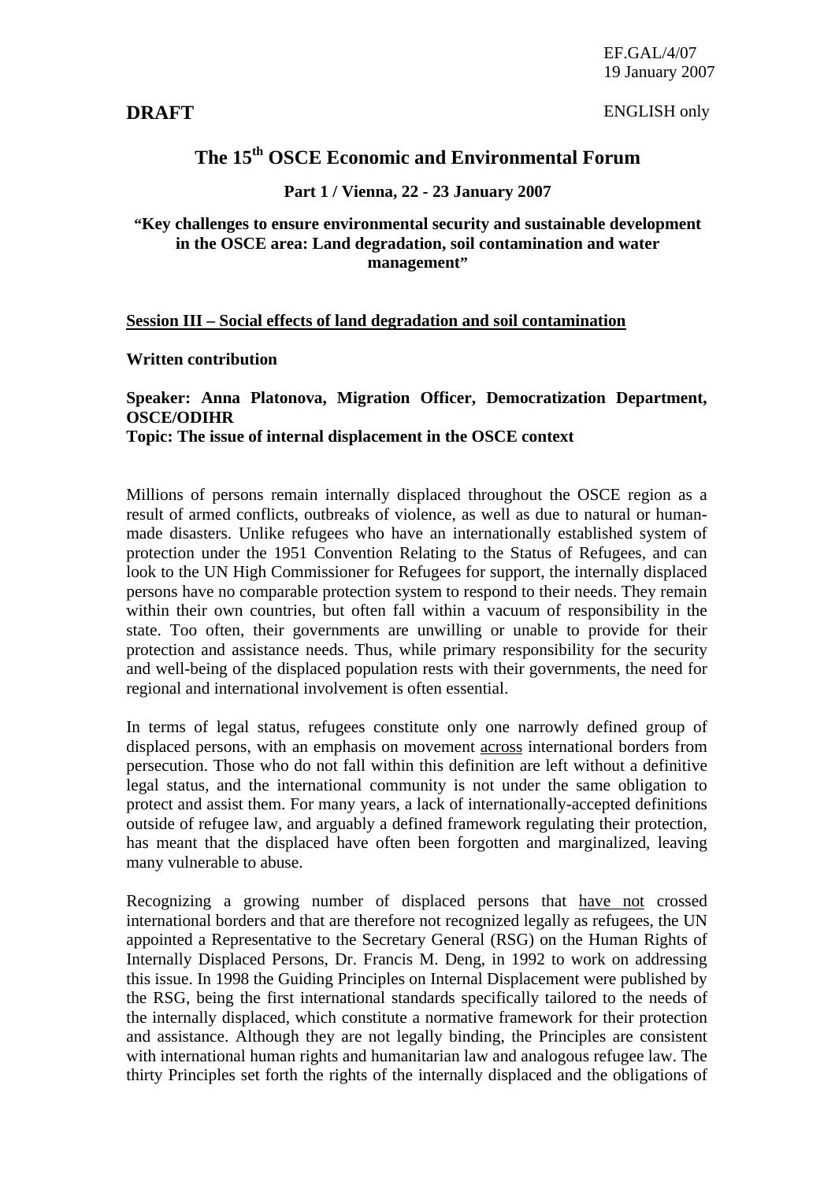EF.GAL/4/07
19 January 2007

**DRAFT**

ENGLISH only

# The 15th OSCE Economic and Environmental Forum

**Part 1 / Vienna, 22 - 23 January 2007**

**"Key challenges to ensure environmental security and sustainable development in the OSCE area: Land degradation, soil contamination and water management"**

**Session III – Social effects of land degradation and soil contamination**

**Written contribution**

**Speaker: Anna Platonova, Migration Officer, Democratization Department, OSCE/ODIHR**
**Topic: The issue of internal displacement in the OSCE context**

Millions of persons remain internally displaced throughout the OSCE region as a result of armed conflicts, outbreaks of violence, as well as due to natural or human-made disasters. Unlike refugees who have an internationally established system of protection under the 1951 Convention Relating to the Status of Refugees, and can look to the UN High Commissioner for Refugees for support, the internally displaced persons have no comparable protection system to respond to their needs. They remain within their own countries, but often fall within a vacuum of responsibility in the state. Too often, their governments are unwilling or unable to provide for their protection and assistance needs. Thus, while primary responsibility for the security and well-being of the displaced population rests with their governments, the need for regional and international involvement is often essential.

In terms of legal status, refugees constitute only one narrowly defined group of displaced persons, with an emphasis on movement across international borders from persecution. Those who do not fall within this definition are left without a definitive legal status, and the international community is not under the same obligation to protect and assist them. For many years, a lack of internationally-accepted definitions outside of refugee law, and arguably a defined framework regulating their protection, has meant that the displaced have often been forgotten and marginalized, leaving many vulnerable to abuse.

Recognizing a growing number of displaced persons that have not crossed international borders and that are therefore not recognized legally as refugees, the UN appointed a Representative to the Secretary General (RSG) on the Human Rights of Internally Displaced Persons, Dr. Francis M. Deng, in 1992 to work on addressing this issue. In 1998 the Guiding Principles on Internal Displacement were published by the RSG, being the first international standards specifically tailored to the needs of the internally displaced, which constitute a normative framework for their protection and assistance. Although they are not legally binding, the Principles are consistent with international human rights and humanitarian law and analogous refugee law. The thirty Principles set forth the rights of the internally displaced and the obligations of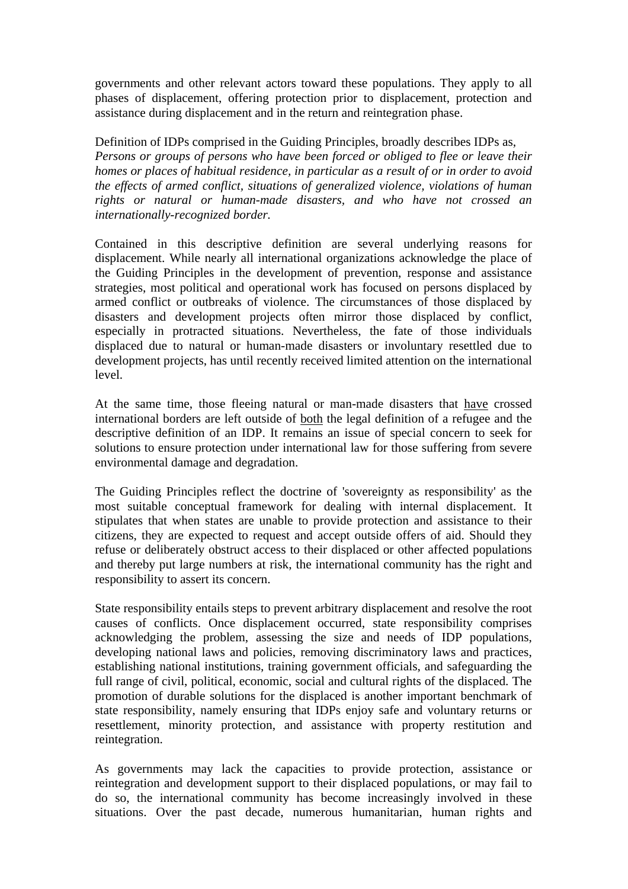governments and other relevant actors toward these populations. They apply to all phases of displacement, offering protection prior to displacement, protection and assistance during displacement and in the return and reintegration phase.

Definition of IDPs comprised in the Guiding Principles, broadly describes IDPs as,
*Persons or groups of persons who have been forced or obliged to flee or leave their homes or places of habitual residence, in particular as a result of or in order to avoid the effects of armed conflict, situations of generalized violence, violations of human rights or natural or human-made disasters, and who have not crossed an internationally-recognized border.*

Contained in this descriptive definition are several underlying reasons for displacement. While nearly all international organizations acknowledge the place of the Guiding Principles in the development of prevention, response and assistance strategies, most political and operational work has focused on persons displaced by armed conflict or outbreaks of violence. The circumstances of those displaced by disasters and development projects often mirror those displaced by conflict, especially in protracted situations. Nevertheless, the fate of those individuals displaced due to natural or human-made disasters or involuntary resettled due to development projects, has until recently received limited attention on the international level.

At the same time, those fleeing natural or man-made disasters that have crossed international borders are left outside of both the legal definition of a refugee and the descriptive definition of an IDP. It remains an issue of special concern to seek for solutions to ensure protection under international law for those suffering from severe environmental damage and degradation.

The Guiding Principles reflect the doctrine of 'sovereignty as responsibility' as the most suitable conceptual framework for dealing with internal displacement. It stipulates that when states are unable to provide protection and assistance to their citizens, they are expected to request and accept outside offers of aid. Should they refuse or deliberately obstruct access to their displaced or other affected populations and thereby put large numbers at risk, the international community has the right and responsibility to assert its concern.

State responsibility entails steps to prevent arbitrary displacement and resolve the root causes of conflicts. Once displacement occurred, state responsibility comprises acknowledging the problem, assessing the size and needs of IDP populations, developing national laws and policies, removing discriminatory laws and practices, establishing national institutions, training government officials, and safeguarding the full range of civil, political, economic, social and cultural rights of the displaced. The promotion of durable solutions for the displaced is another important benchmark of state responsibility, namely ensuring that IDPs enjoy safe and voluntary returns or resettlement, minority protection, and assistance with property restitution and reintegration.

As governments may lack the capacities to provide protection, assistance or reintegration and development support to their displaced populations, or may fail to do so, the international community has become increasingly involved in these situations. Over the past decade, numerous humanitarian, human rights and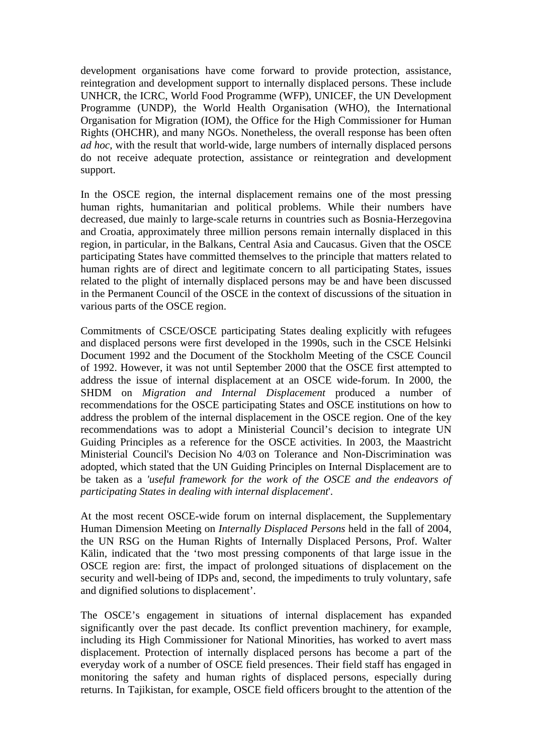development organisations have come forward to provide protection, assistance, reintegration and development support to internally displaced persons. These include UNHCR, the ICRC, World Food Programme (WFP), UNICEF, the UN Development Programme (UNDP), the World Health Organisation (WHO), the International Organisation for Migration (IOM), the Office for the High Commissioner for Human Rights (OHCHR), and many NGOs. Nonetheless, the overall response has been often *ad hoc*, with the result that world-wide, large numbers of internally displaced persons do not receive adequate protection, assistance or reintegration and development support.

In the OSCE region, the internal displacement remains one of the most pressing human rights, humanitarian and political problems. While their numbers have decreased, due mainly to large-scale returns in countries such as Bosnia-Herzegovina and Croatia, approximately three million persons remain internally displaced in this region, in particular, in the Balkans, Central Asia and Caucasus. Given that the OSCE participating States have committed themselves to the principle that matters related to human rights are of direct and legitimate concern to all participating States, issues related to the plight of internally displaced persons may be and have been discussed in the Permanent Council of the OSCE in the context of discussions of the situation in various parts of the OSCE region.

Commitments of CSCE/OSCE participating States dealing explicitly with refugees and displaced persons were first developed in the 1990s, such in the CSCE Helsinki Document 1992 and the Document of the Stockholm Meeting of the CSCE Council of 1992. However, it was not until September 2000 that the OSCE first attempted to address the issue of internal displacement at an OSCE wide-forum. In 2000, the SHDM on *Migration and Internal Displacement* produced a number of recommendations for the OSCE participating States and OSCE institutions on how to address the problem of the internal displacement in the OSCE region. One of the key recommendations was to adopt a Ministerial Council's decision to integrate UN Guiding Principles as a reference for the OSCE activities. In 2003, the Maastricht Ministerial Council's Decision No 4/03 on Tolerance and Non-Discrimination was adopted, which stated that the UN Guiding Principles on Internal Displacement are to be taken as a '*useful framework for the work of the OSCE and the endeavors of participating States in dealing with internal displacement*'.

At the most recent OSCE-wide forum on internal displacement, the Supplementary Human Dimension Meeting on *Internally Displaced Persons* held in the fall of 2004, the UN RSG on the Human Rights of Internally Displaced Persons, Prof. Walter Kälin, indicated that the 'two most pressing components of that large issue in the OSCE region are: first, the impact of prolonged situations of displacement on the security and well-being of IDPs and, second, the impediments to truly voluntary, safe and dignified solutions to displacement'.

The OSCE's engagement in situations of internal displacement has expanded significantly over the past decade. Its conflict prevention machinery, for example, including its High Commissioner for National Minorities, has worked to avert mass displacement. Protection of internally displaced persons has become a part of the everyday work of a number of OSCE field presences. Their field staff has engaged in monitoring the safety and human rights of displaced persons, especially during returns. In Tajikistan, for example, OSCE field officers brought to the attention of the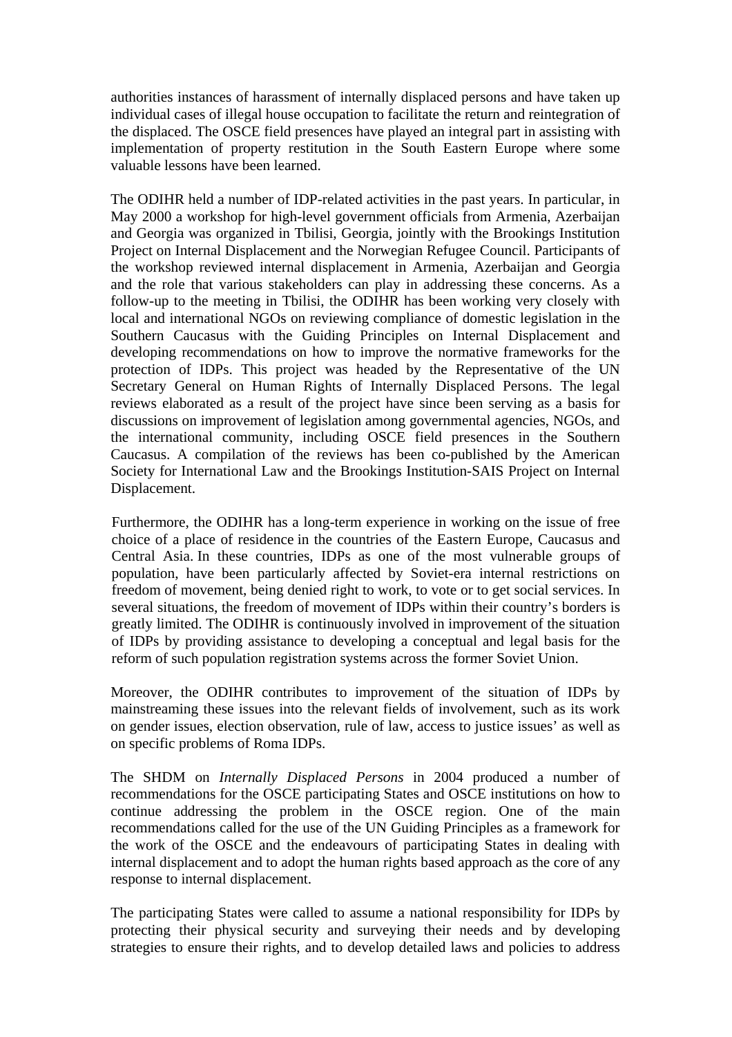authorities instances of harassment of internally displaced persons and have taken up individual cases of illegal house occupation to facilitate the return and reintegration of the displaced. The OSCE field presences have played an integral part in assisting with implementation of property restitution in the South Eastern Europe where some valuable lessons have been learned.

The ODIHR held a number of IDP-related activities in the past years. In particular, in May 2000 a workshop for high-level government officials from Armenia, Azerbaijan and Georgia was organized in Tbilisi, Georgia, jointly with the Brookings Institution Project on Internal Displacement and the Norwegian Refugee Council. Participants of the workshop reviewed internal displacement in Armenia, Azerbaijan and Georgia and the role that various stakeholders can play in addressing these concerns. As a follow-up to the meeting in Tbilisi, the ODIHR has been working very closely with local and international NGOs on reviewing compliance of domestic legislation in the Southern Caucasus with the Guiding Principles on Internal Displacement and developing recommendations on how to improve the normative frameworks for the protection of IDPs. This project was headed by the Representative of the UN Secretary General on Human Rights of Internally Displaced Persons. The legal reviews elaborated as a result of the project have since been serving as a basis for discussions on improvement of legislation among governmental agencies, NGOs, and the international community, including OSCE field presences in the Southern Caucasus. A compilation of the reviews has been co-published by the American Society for International Law and the Brookings Institution-SAIS Project on Internal Displacement.

Furthermore, the ODIHR has a long-term experience in working on the issue of free choice of a place of residence in the countries of the Eastern Europe, Caucasus and Central Asia. In these countries, IDPs as one of the most vulnerable groups of population, have been particularly affected by Soviet-era internal restrictions on freedom of movement, being denied right to work, to vote or to get social services. In several situations, the freedom of movement of IDPs within their country's borders is greatly limited. The ODIHR is continuously involved in improvement of the situation of IDPs by providing assistance to developing a conceptual and legal basis for the reform of such population registration systems across the former Soviet Union.

Moreover, the ODIHR contributes to improvement of the situation of IDPs by mainstreaming these issues into the relevant fields of involvement, such as its work on gender issues, election observation, rule of law, access to justice issues' as well as on specific problems of Roma IDPs.

The SHDM on *Internally Displaced Persons* in 2004 produced a number of recommendations for the OSCE participating States and OSCE institutions on how to continue addressing the problem in the OSCE region. One of the main recommendations called for the use of the UN Guiding Principles as a framework for the work of the OSCE and the endeavours of participating States in dealing with internal displacement and to adopt the human rights based approach as the core of any response to internal displacement.

The participating States were called to assume a national responsibility for IDPs by protecting their physical security and surveying their needs and by developing strategies to ensure their rights, and to develop detailed laws and policies to address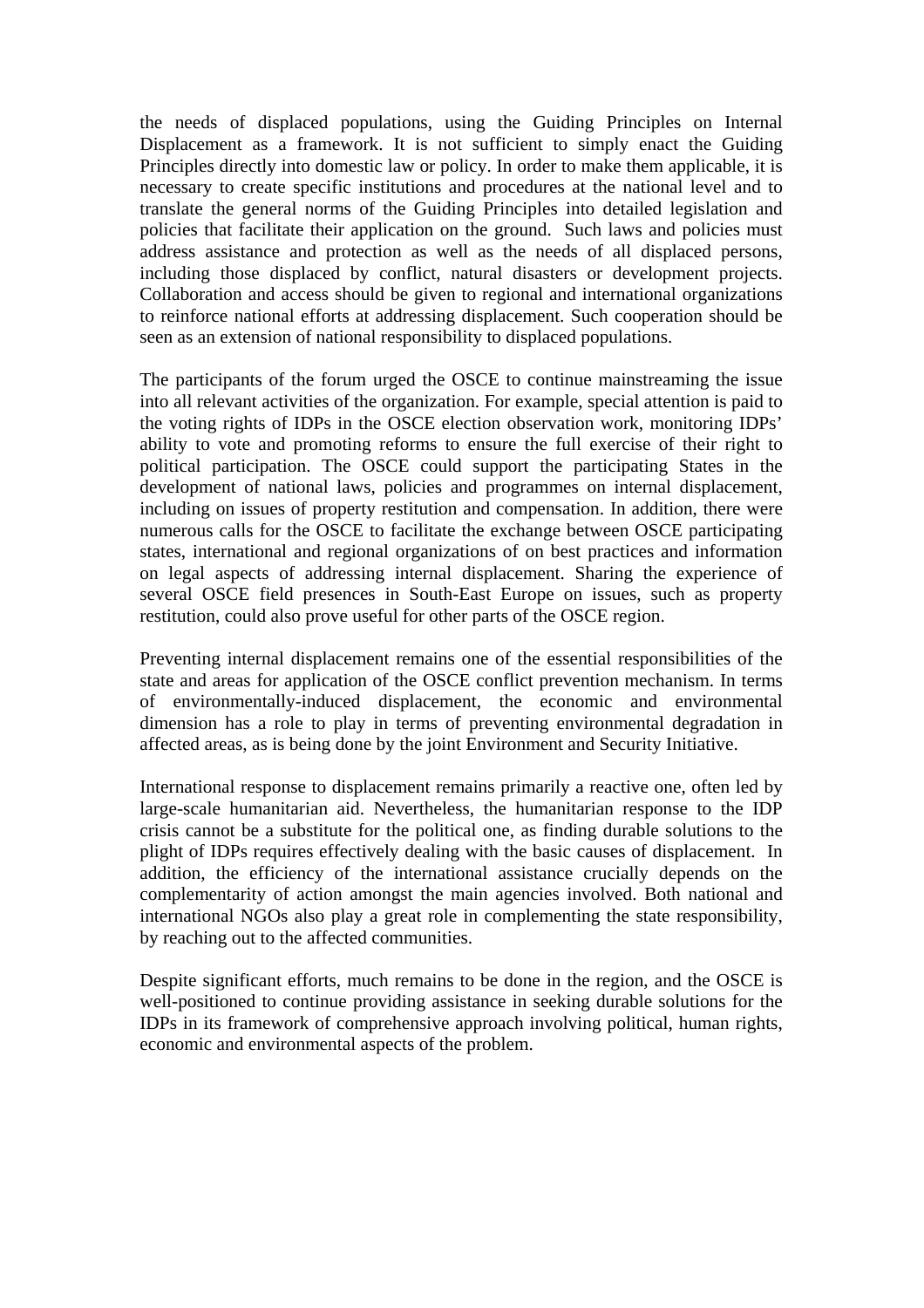the needs of displaced populations, using the Guiding Principles on Internal Displacement as a framework. It is not sufficient to simply enact the Guiding Principles directly into domestic law or policy. In order to make them applicable, it is necessary to create specific institutions and procedures at the national level and to translate the general norms of the Guiding Principles into detailed legislation and policies that facilitate their application on the ground. Such laws and policies must address assistance and protection as well as the needs of all displaced persons, including those displaced by conflict, natural disasters or development projects. Collaboration and access should be given to regional and international organizations to reinforce national efforts at addressing displacement. Such cooperation should be seen as an extension of national responsibility to displaced populations.

The participants of the forum urged the OSCE to continue mainstreaming the issue into all relevant activities of the organization. For example, special attention is paid to the voting rights of IDPs in the OSCE election observation work, monitoring IDPs' ability to vote and promoting reforms to ensure the full exercise of their right to political participation. The OSCE could support the participating States in the development of national laws, policies and programmes on internal displacement, including on issues of property restitution and compensation. In addition, there were numerous calls for the OSCE to facilitate the exchange between OSCE participating states, international and regional organizations of on best practices and information on legal aspects of addressing internal displacement. Sharing the experience of several OSCE field presences in South-East Europe on issues, such as property restitution, could also prove useful for other parts of the OSCE region.

Preventing internal displacement remains one of the essential responsibilities of the state and areas for application of the OSCE conflict prevention mechanism. In terms of environmentally-induced displacement, the economic and environmental dimension has a role to play in terms of preventing environmental degradation in affected areas, as is being done by the joint Environment and Security Initiative.

International response to displacement remains primarily a reactive one, often led by large-scale humanitarian aid. Nevertheless, the humanitarian response to the IDP crisis cannot be a substitute for the political one, as finding durable solutions to the plight of IDPs requires effectively dealing with the basic causes of displacement. In addition, the efficiency of the international assistance crucially depends on the complementarity of action amongst the main agencies involved. Both national and international NGOs also play a great role in complementing the state responsibility, by reaching out to the affected communities.

Despite significant efforts, much remains to be done in the region, and the OSCE is well-positioned to continue providing assistance in seeking durable solutions for the IDPs in its framework of comprehensive approach involving political, human rights, economic and environmental aspects of the problem.